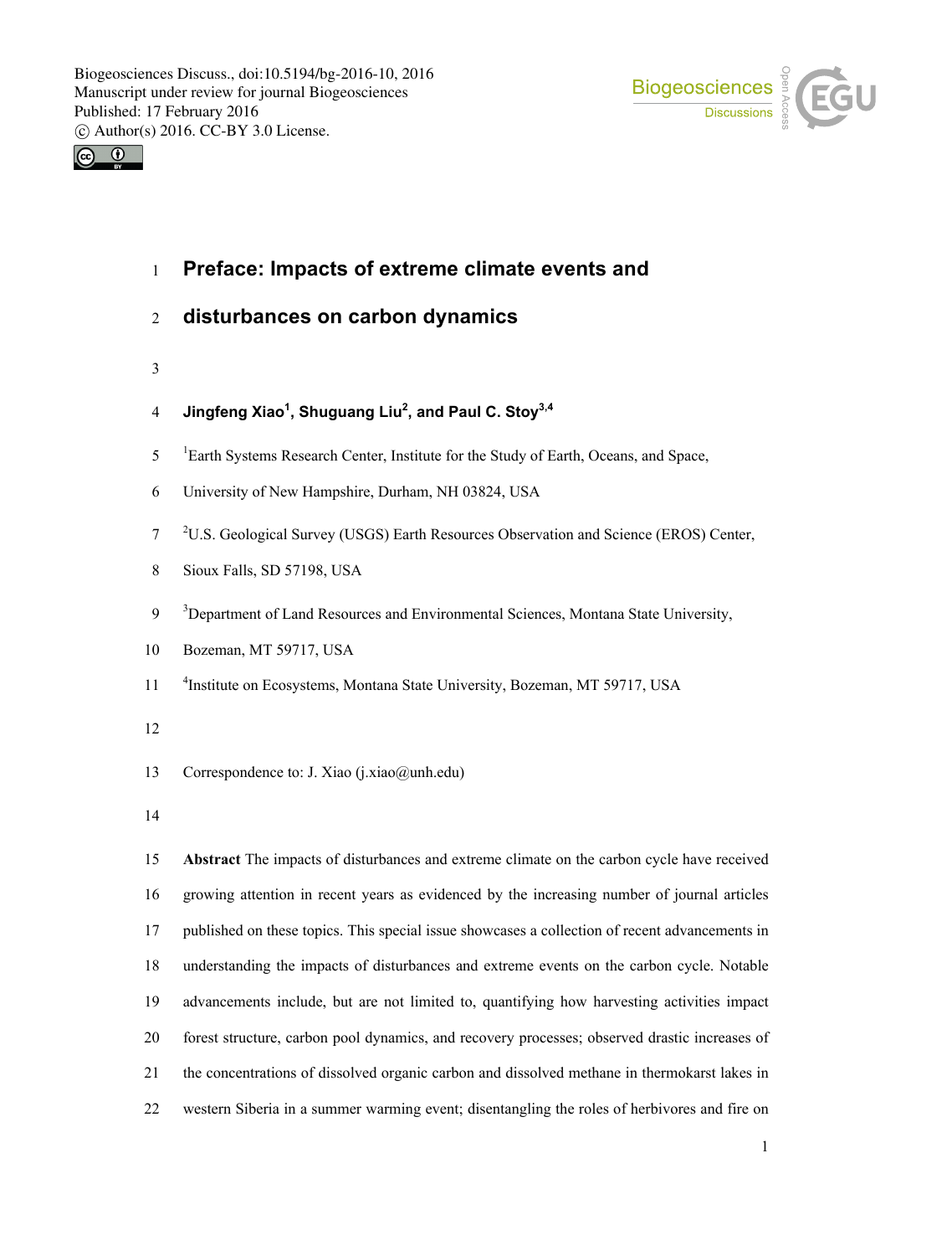# Preface: Impacts of extreme climate events and disturbances on carbon dynamics

**Jingfeng Xiao[1], Shuguang Liu[2], and Paul C. Stoy[3,4]**

[1]Earth Systems Research Center, Institute for the Study of Earth, Oceans, and Space, University of New Hampshire, Durham, NH 03824, USA

[2]U.S. Geological Survey (USGS) Earth Resources Observation and Science (EROS) Center, Sioux Falls, SD 57198, USA

[3]Department of Land Resources and Environmental Sciences, Montana State University, Bozeman, MT 59717, USA

[4]Institute on Ecosystems, Montana State University, Bozeman, MT 59717, USA

Correspondence to: J. Xiao (j.xiao@unh.edu)

**Abstract** The impacts of disturbances and extreme climate on the carbon cycle have received growing attention in recent years as evidenced by the increasing number of journal articles published on these topics. This special issue showcases a collection of recent advancements in understanding the impacts of disturbances and extreme events on the carbon cycle. Notable advancements include, but are not limited to, quantifying how harvesting activities impact forest structure, carbon pool dynamics, and recovery processes; observed drastic increases of the concentrations of dissolved organic carbon and dissolved methane in thermokarst lakes in western Siberia in a summer warming event; disentangling the roles of herbivores and fire on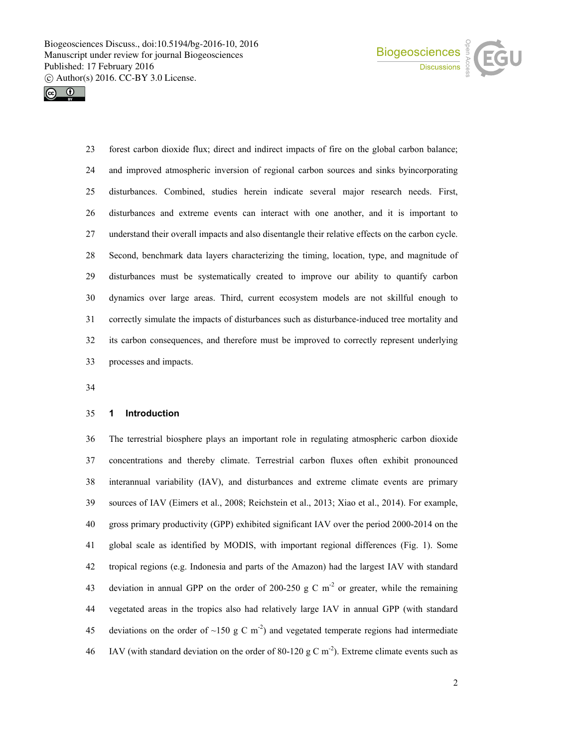forest carbon dioxide flux; direct and indirect impacts of fire on the global carbon balance; and improved atmospheric inversion of regional carbon sources and sinks byincorporating disturbances. Combined, studies herein indicate several major research needs. First, disturbances and extreme events can interact with one another, and it is important to understand their overall impacts and also disentangle their relative effects on the carbon cycle. Second, benchmark data layers characterizing the timing, location, type, and magnitude of disturbances must be systematically created to improve our ability to quantify carbon dynamics over large areas. Third, current ecosystem models are not skillful enough to correctly simulate the impacts of disturbances such as disturbance-induced tree mortality and its carbon consequences, and therefore must be improved to correctly represent underlying processes and impacts.

## 1 Introduction

The terrestrial biosphere plays an important role in regulating atmospheric carbon dioxide concentrations and thereby climate. Terrestrial carbon fluxes often exhibit pronounced interannual variability (IAV), and disturbances and extreme climate events are primary sources of IAV (Eimers et al., 2008; Reichstein et al., 2013; Xiao et al., 2014). For example, gross primary productivity (GPP) exhibited significant IAV over the period 2000-2014 on the global scale as identified by MODIS, with important regional differences (Fig. 1). Some tropical regions (e.g. Indonesia and parts of the Amazon) had the largest IAV with standard deviation in annual GPP on the order of 200-250 g C $m^{-2}$ or greater, while the remaining vegetated areas in the tropics also had relatively large IAV in annual GPP (with standard deviations on the order of ~150 g C $m^{-2}$) and vegetated temperate regions had intermediate IAV (with standard deviation on the order of 80-120 g C $m^{-2}$). Extreme climate events such as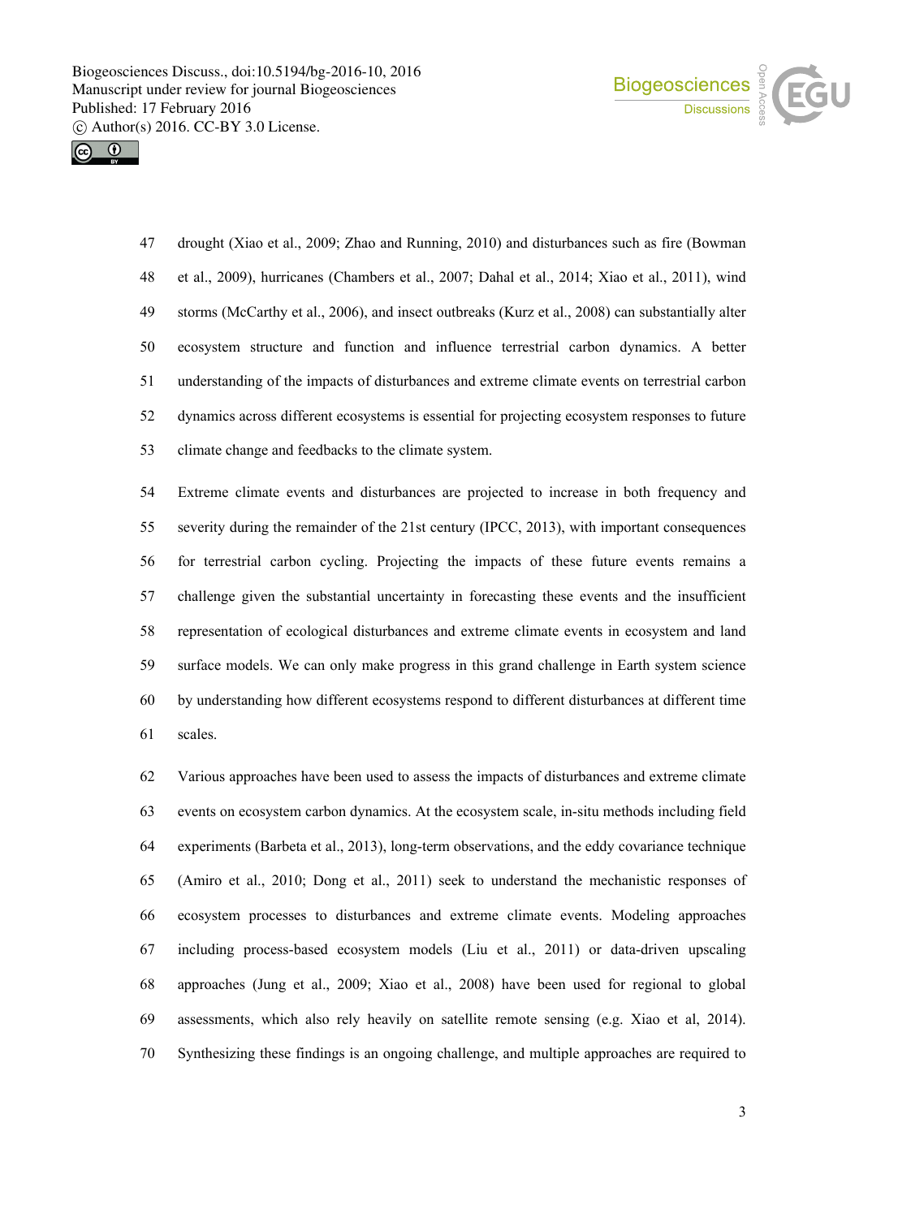drought (Xiao et al., 2009; Zhao and Running, 2010) and disturbances such as fire (Bowman et al., 2009), hurricanes (Chambers et al., 2007; Dahal et al., 2014; Xiao et al., 2011), wind storms (McCarthy et al., 2006), and insect outbreaks (Kurz et al., 2008) can substantially alter ecosystem structure and function and influence terrestrial carbon dynamics. A better understanding of the impacts of disturbances and extreme climate events on terrestrial carbon dynamics across different ecosystems is essential for projecting ecosystem responses to future climate change and feedbacks to the climate system.

Extreme climate events and disturbances are projected to increase in both frequency and severity during the remainder of the 21st century (IPCC, 2013), with important consequences for terrestrial carbon cycling. Projecting the impacts of these future events remains a challenge given the substantial uncertainty in forecasting these events and the insufficient representation of ecological disturbances and extreme climate events in ecosystem and land surface models. We can only make progress in this grand challenge in Earth system science by understanding how different ecosystems respond to different disturbances at different time scales.

Various approaches have been used to assess the impacts of disturbances and extreme climate events on ecosystem carbon dynamics. At the ecosystem scale, in-situ methods including field experiments (Barbeta et al., 2013), long-term observations, and the eddy covariance technique (Amiro et al., 2010; Dong et al., 2011) seek to understand the mechanistic responses of ecosystem processes to disturbances and extreme climate events. Modeling approaches including process-based ecosystem models (Liu et al., 2011) or data-driven upscaling approaches (Jung et al., 2009; Xiao et al., 2008) have been used for regional to global assessments, which also rely heavily on satellite remote sensing (e.g. Xiao et al, 2014). Synthesizing these findings is an ongoing challenge, and multiple approaches are required to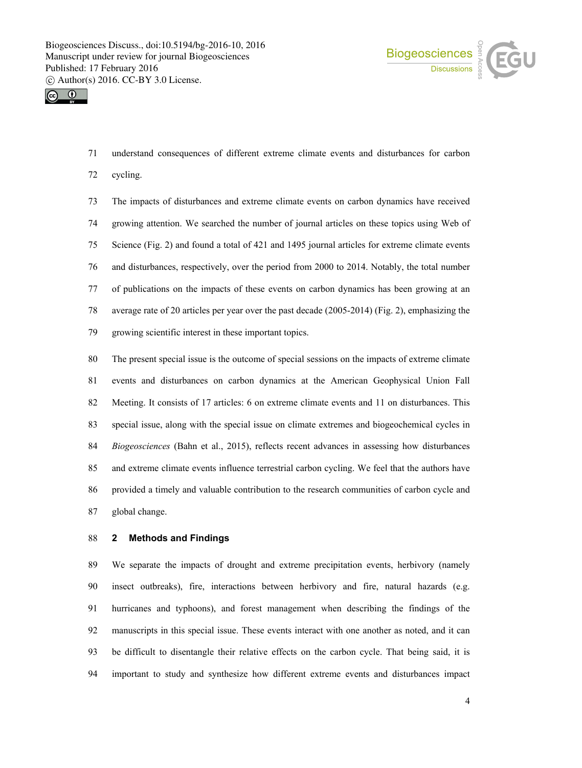understand consequences of different extreme climate events and disturbances for carbon cycling.

The impacts of disturbances and extreme climate events on carbon dynamics have received growing attention. We searched the number of journal articles on these topics using Web of Science (Fig. 2) and found a total of 421 and 1495 journal articles for extreme climate events and disturbances, respectively, over the period from 2000 to 2014. Notably, the total number of publications on the impacts of these events on carbon dynamics has been growing at an average rate of 20 articles per year over the past decade (2005-2014) (Fig. 2), emphasizing the growing scientific interest in these important topics.

The present special issue is the outcome of special sessions on the impacts of extreme climate events and disturbances on carbon dynamics at the American Geophysical Union Fall Meeting. It consists of 17 articles: 6 on extreme climate events and 11 on disturbances. This special issue, along with the special issue on climate extremes and biogeochemical cycles in *Biogeosciences* (Bahn et al., 2015), reflects recent advances in assessing how disturbances and extreme climate events influence terrestrial carbon cycling. We feel that the authors have provided a timely and valuable contribution to the research communities of carbon cycle and global change.

## 2 Methods and Findings

We separate the impacts of drought and extreme precipitation events, herbivory (namely insect outbreaks), fire, interactions between herbivory and fire, natural hazards (e.g. hurricanes and typhoons), and forest management when describing the findings of the manuscripts in this special issue. These events interact with one another as noted, and it can be difficult to disentangle their relative effects on the carbon cycle. That being said, it is important to study and synthesize how different extreme events and disturbances impact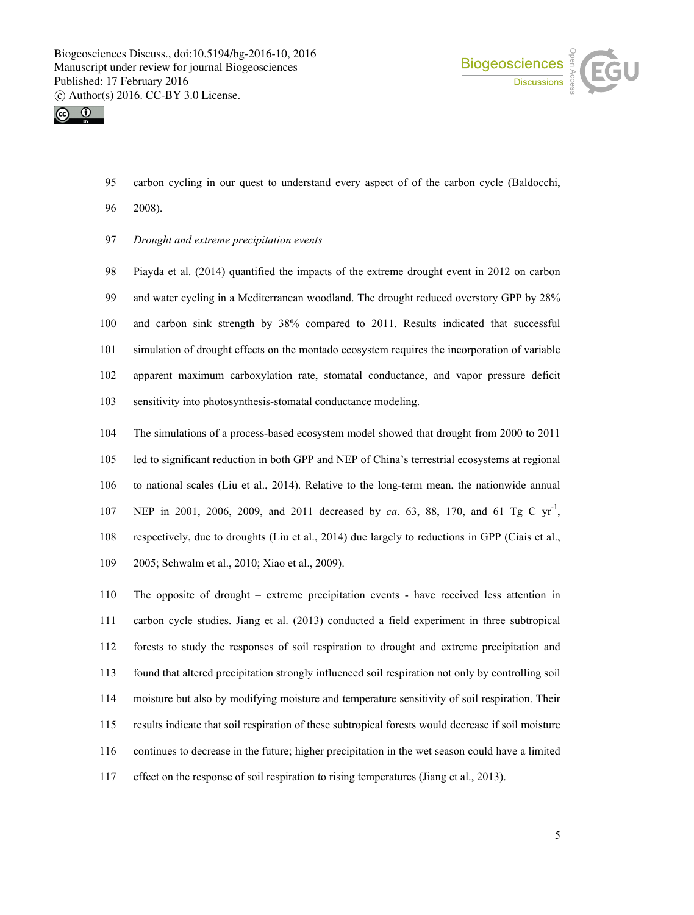carbon cycling in our quest to understand every aspect of of the carbon cycle (Baldocchi, 2008).

*Drought and extreme precipitation events*

Piayda et al. (2014) quantified the impacts of the extreme drought event in 2012 on carbon and water cycling in a Mediterranean woodland. The drought reduced overstory GPP by 28% and carbon sink strength by 38% compared to 2011. Results indicated that successful simulation of drought effects on the montado ecosystem requires the incorporation of variable apparent maximum carboxylation rate, stomatal conductance, and vapor pressure deficit sensitivity into photosynthesis-stomatal conductance modeling.

The simulations of a process-based ecosystem model showed that drought from 2000 to 2011 led to significant reduction in both GPP and NEP of China's terrestrial ecosystems at regional to national scales (Liu et al., 2014). Relative to the long-term mean, the nationwide annual NEP in 2001, 2006, 2009, and 2011 decreased by *ca*. 63, 88, 170, and 61 Tg C $yr^{-1}$, respectively, due to droughts (Liu et al., 2014) due largely to reductions in GPP (Ciais et al., 2005; Schwalm et al., 2010; Xiao et al., 2009).

The opposite of drought – extreme precipitation events - have received less attention in carbon cycle studies. Jiang et al. (2013) conducted a field experiment in three subtropical forests to study the responses of soil respiration to drought and extreme precipitation and found that altered precipitation strongly influenced soil respiration not only by controlling soil moisture but also by modifying moisture and temperature sensitivity of soil respiration. Their results indicate that soil respiration of these subtropical forests would decrease if soil moisture continues to decrease in the future; higher precipitation in the wet season could have a limited effect on the response of soil respiration to rising temperatures (Jiang et al., 2013).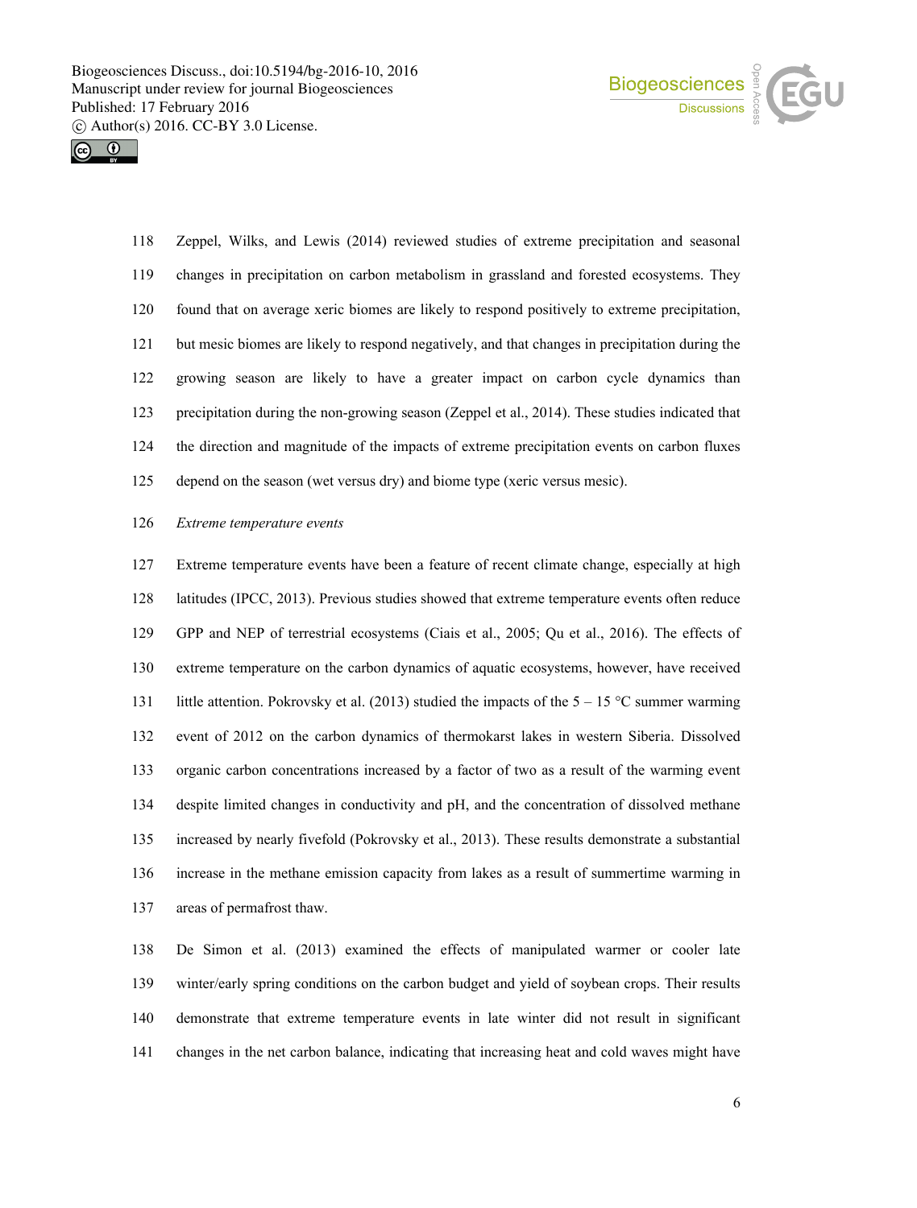Zeppel, Wilks, and Lewis (2014) reviewed studies of extreme precipitation and seasonal changes in precipitation on carbon metabolism in grassland and forested ecosystems. They found that on average xeric biomes are likely to respond positively to extreme precipitation, but mesic biomes are likely to respond negatively, and that changes in precipitation during the growing season are likely to have a greater impact on carbon cycle dynamics than precipitation during the non-growing season (Zeppel et al., 2014). These studies indicated that the direction and magnitude of the impacts of extreme precipitation events on carbon fluxes depend on the season (wet versus dry) and biome type (xeric versus mesic).

*Extreme temperature events*

Extreme temperature events have been a feature of recent climate change, especially at high latitudes (IPCC, 2013). Previous studies showed that extreme temperature events often reduce GPP and NEP of terrestrial ecosystems (Ciais et al., 2005; Qu et al., 2016). The effects of extreme temperature on the carbon dynamics of aquatic ecosystems, however, have received little attention. Pokrovsky et al. (2013) studied the impacts of the 5 – 15 °C summer warming event of 2012 on the carbon dynamics of thermokarst lakes in western Siberia. Dissolved organic carbon concentrations increased by a factor of two as a result of the warming event despite limited changes in conductivity and pH, and the concentration of dissolved methane increased by nearly fivefold (Pokrovsky et al., 2013). These results demonstrate a substantial increase in the methane emission capacity from lakes as a result of summertime warming in areas of permafrost thaw.

De Simon et al. (2013) examined the effects of manipulated warmer or cooler late winter/early spring conditions on the carbon budget and yield of soybean crops. Their results demonstrate that extreme temperature events in late winter did not result in significant changes in the net carbon balance, indicating that increasing heat and cold waves might have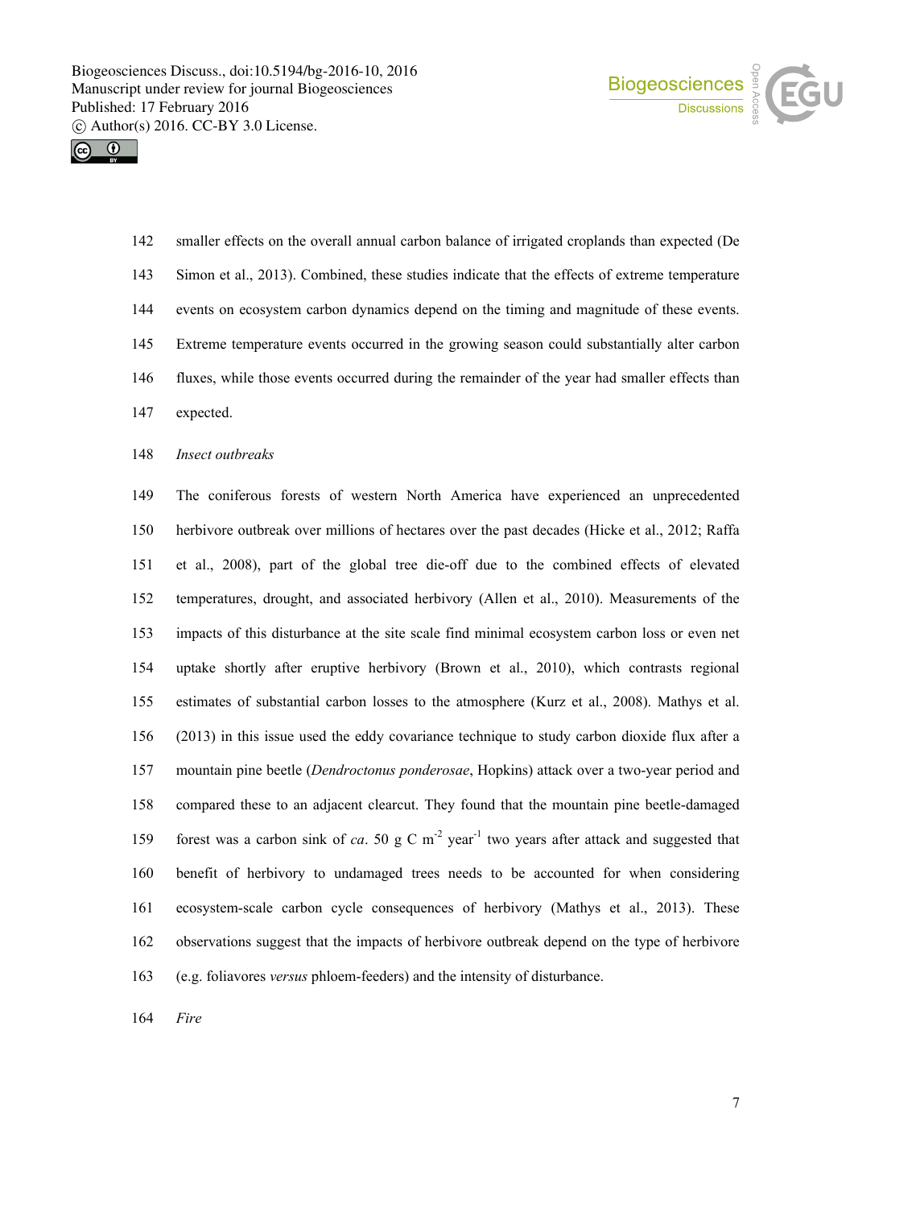smaller effects on the overall annual carbon balance of irrigated croplands than expected (De Simon et al., 2013). Combined, these studies indicate that the effects of extreme temperature events on ecosystem carbon dynamics depend on the timing and magnitude of these events. Extreme temperature events occurred in the growing season could substantially alter carbon fluxes, while those events occurred during the remainder of the year had smaller effects than expected.

*Insect outbreaks*

The coniferous forests of western North America have experienced an unprecedented herbivore outbreak over millions of hectares over the past decades (Hicke et al., 2012; Raffa et al., 2008), part of the global tree die-off due to the combined effects of elevated temperatures, drought, and associated herbivory (Allen et al., 2010). Measurements of the impacts of this disturbance at the site scale find minimal ecosystem carbon loss or even net uptake shortly after eruptive herbivory (Brown et al., 2010), which contrasts regional estimates of substantial carbon losses to the atmosphere (Kurz et al., 2008). Mathys et al. (2013) in this issue used the eddy covariance technique to study carbon dioxide flux after a mountain pine beetle (*Dendroctonus ponderosae*, Hopkins) attack over a two-year period and compared these to an adjacent clearcut. They found that the mountain pine beetle-damaged forest was a carbon sink of *ca*. 50 g C $m^{-2}$ $year^{-1}$ two years after attack and suggested that benefit of herbivory to undamaged trees needs to be accounted for when considering ecosystem-scale carbon cycle consequences of herbivory (Mathys et al., 2013). These observations suggest that the impacts of herbivore outbreak depend on the type of herbivore (e.g. foliavores *versus* phloem-feeders) and the intensity of disturbance.

*Fire*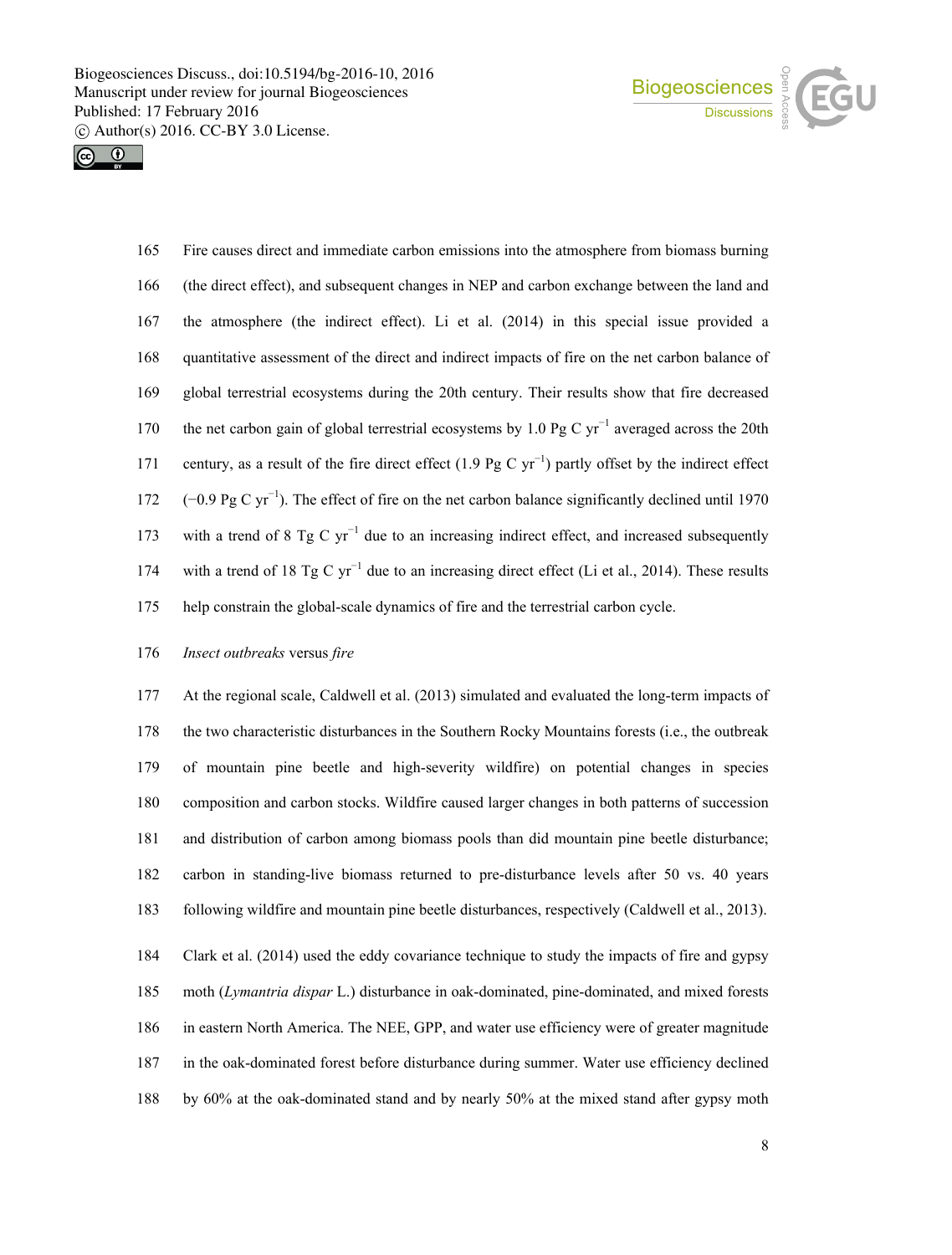Fire causes direct and immediate carbon emissions into the atmosphere from biomass burning (the direct effect), and subsequent changes in NEP and carbon exchange between the land and the atmosphere (the indirect effect). Li et al. (2014) in this special issue provided a quantitative assessment of the direct and indirect impacts of fire on the net carbon balance of global terrestrial ecosystems during the 20th century. Their results show that fire decreased the net carbon gain of global terrestrial ecosystems by 1.0 Pg C $yr^{-1}$ averaged across the 20th century, as a result of the fire direct effect (1.9 Pg C $yr^{-1}$) partly offset by the indirect effect (−0.9 Pg C $yr^{-1}$). The effect of fire on the net carbon balance significantly declined until 1970 with a trend of 8 Tg C $yr^{-1}$ due to an increasing indirect effect, and increased subsequently with a trend of 18 Tg C $yr^{-1}$ due to an increasing direct effect (Li et al., 2014). These results help constrain the global-scale dynamics of fire and the terrestrial carbon cycle.

*Insect outbreaks* versus *fire*

At the regional scale, Caldwell et al. (2013) simulated and evaluated the long-term impacts of the two characteristic disturbances in the Southern Rocky Mountains forests (i.e., the outbreak of mountain pine beetle and high-severity wildfire) on potential changes in species composition and carbon stocks. Wildfire caused larger changes in both patterns of succession and distribution of carbon among biomass pools than did mountain pine beetle disturbance; carbon in standing-live biomass returned to pre-disturbance levels after 50 vs. 40 years following wildfire and mountain pine beetle disturbances, respectively (Caldwell et al., 2013).

Clark et al. (2014) used the eddy covariance technique to study the impacts of fire and gypsy moth (*Lymantria dispar* L.) disturbance in oak-dominated, pine-dominated, and mixed forests in eastern North America. The NEE, GPP, and water use efficiency were of greater magnitude in the oak-dominated forest before disturbance during summer. Water use efficiency declined by 60% at the oak-dominated stand and by nearly 50% at the mixed stand after gypsy moth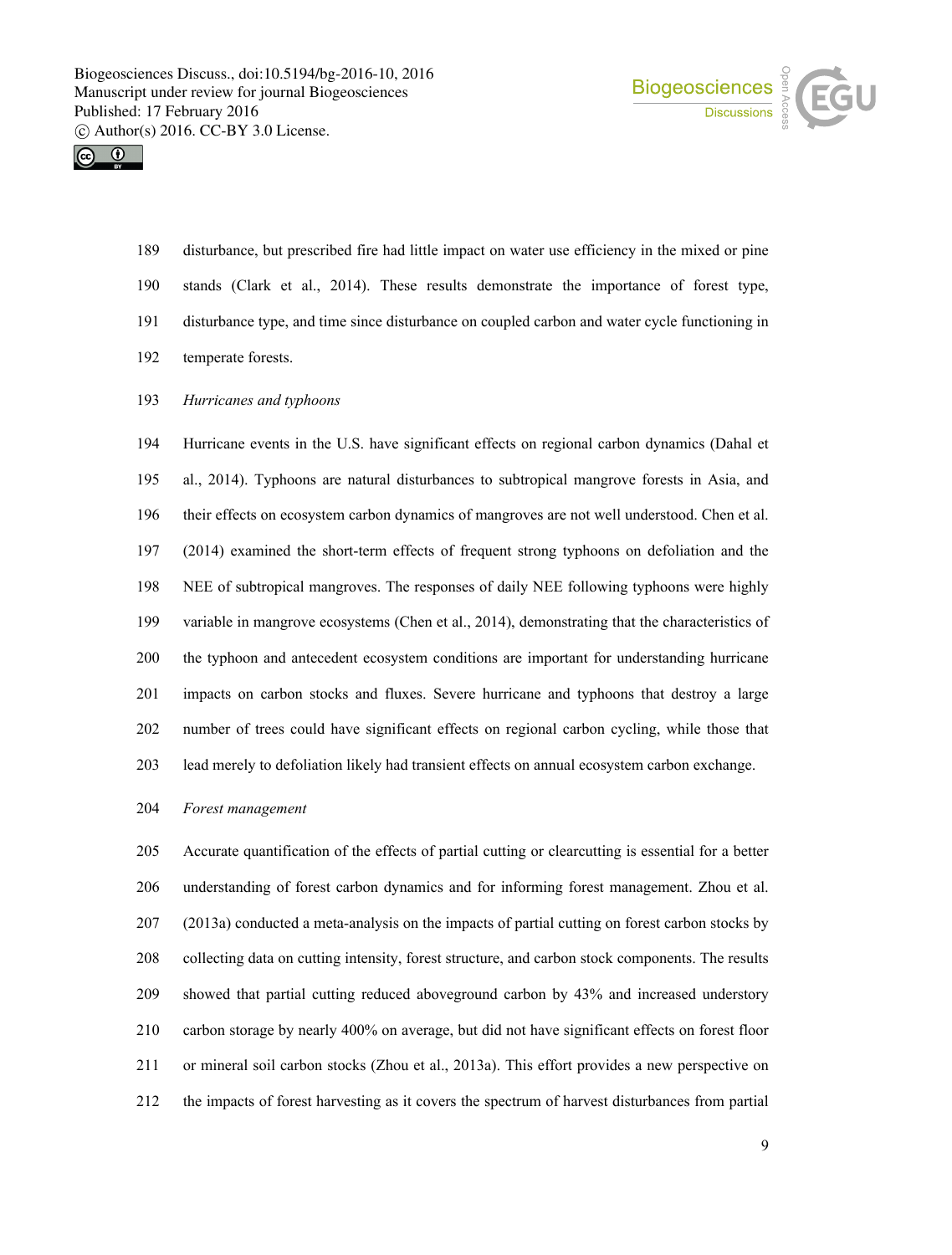disturbance, but prescribed fire had little impact on water use efficiency in the mixed or pine stands (Clark et al., 2014). These results demonstrate the importance of forest type, disturbance type, and time since disturbance on coupled carbon and water cycle functioning in temperate forests.

*Hurricanes and typhoons*

Hurricane events in the U.S. have significant effects on regional carbon dynamics (Dahal et al., 2014). Typhoons are natural disturbances to subtropical mangrove forests in Asia, and their effects on ecosystem carbon dynamics of mangroves are not well understood. Chen et al. (2014) examined the short-term effects of frequent strong typhoons on defoliation and the NEE of subtropical mangroves. The responses of daily NEE following typhoons were highly variable in mangrove ecosystems (Chen et al., 2014), demonstrating that the characteristics of the typhoon and antecedent ecosystem conditions are important for understanding hurricane impacts on carbon stocks and fluxes. Severe hurricane and typhoons that destroy a large number of trees could have significant effects on regional carbon cycling, while those that lead merely to defoliation likely had transient effects on annual ecosystem carbon exchange.

*Forest management*

Accurate quantification of the effects of partial cutting or clearcutting is essential for a better understanding of forest carbon dynamics and for informing forest management. Zhou et al. (2013a) conducted a meta-analysis on the impacts of partial cutting on forest carbon stocks by collecting data on cutting intensity, forest structure, and carbon stock components. The results showed that partial cutting reduced aboveground carbon by 43% and increased understory carbon storage by nearly 400% on average, but did not have significant effects on forest floor or mineral soil carbon stocks (Zhou et al., 2013a). This effort provides a new perspective on the impacts of forest harvesting as it covers the spectrum of harvest disturbances from partial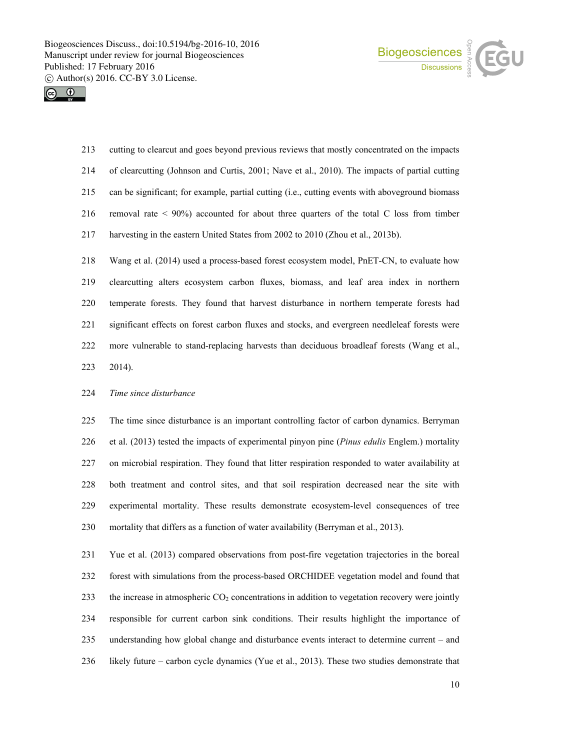cutting to clearcut and goes beyond previous reviews that mostly concentrated on the impacts of clearcutting (Johnson and Curtis, 2001; Nave et al., 2010). The impacts of partial cutting can be significant; for example, partial cutting (i.e., cutting events with aboveground biomass removal rate < 90%) accounted for about three quarters of the total C loss from timber harvesting in the eastern United States from 2002 to 2010 (Zhou et al., 2013b).

Wang et al. (2014) used a process-based forest ecosystem model, PnET-CN, to evaluate how clearcutting alters ecosystem carbon fluxes, biomass, and leaf area index in northern temperate forests. They found that harvest disturbance in northern temperate forests had significant effects on forest carbon fluxes and stocks, and evergreen needleleaf forests were more vulnerable to stand-replacing harvests than deciduous broadleaf forests (Wang et al., 2014).

*Time since disturbance*

The time since disturbance is an important controlling factor of carbon dynamics. Berryman et al. (2013) tested the impacts of experimental pinyon pine (*Pinus edulis* Englem.) mortality on microbial respiration. They found that litter respiration responded to water availability at both treatment and control sites, and that soil respiration decreased near the site with experimental mortality. These results demonstrate ecosystem-level consequences of tree mortality that differs as a function of water availability (Berryman et al., 2013).

Yue et al. (2013) compared observations from post-fire vegetation trajectories in the boreal forest with simulations from the process-based ORCHIDEE vegetation model and found that the increase in atmospheric $CO_2$ concentrations in addition to vegetation recovery were jointly responsible for current carbon sink conditions. Their results highlight the importance of understanding how global change and disturbance events interact to determine current – and likely future – carbon cycle dynamics (Yue et al., 2013). These two studies demonstrate that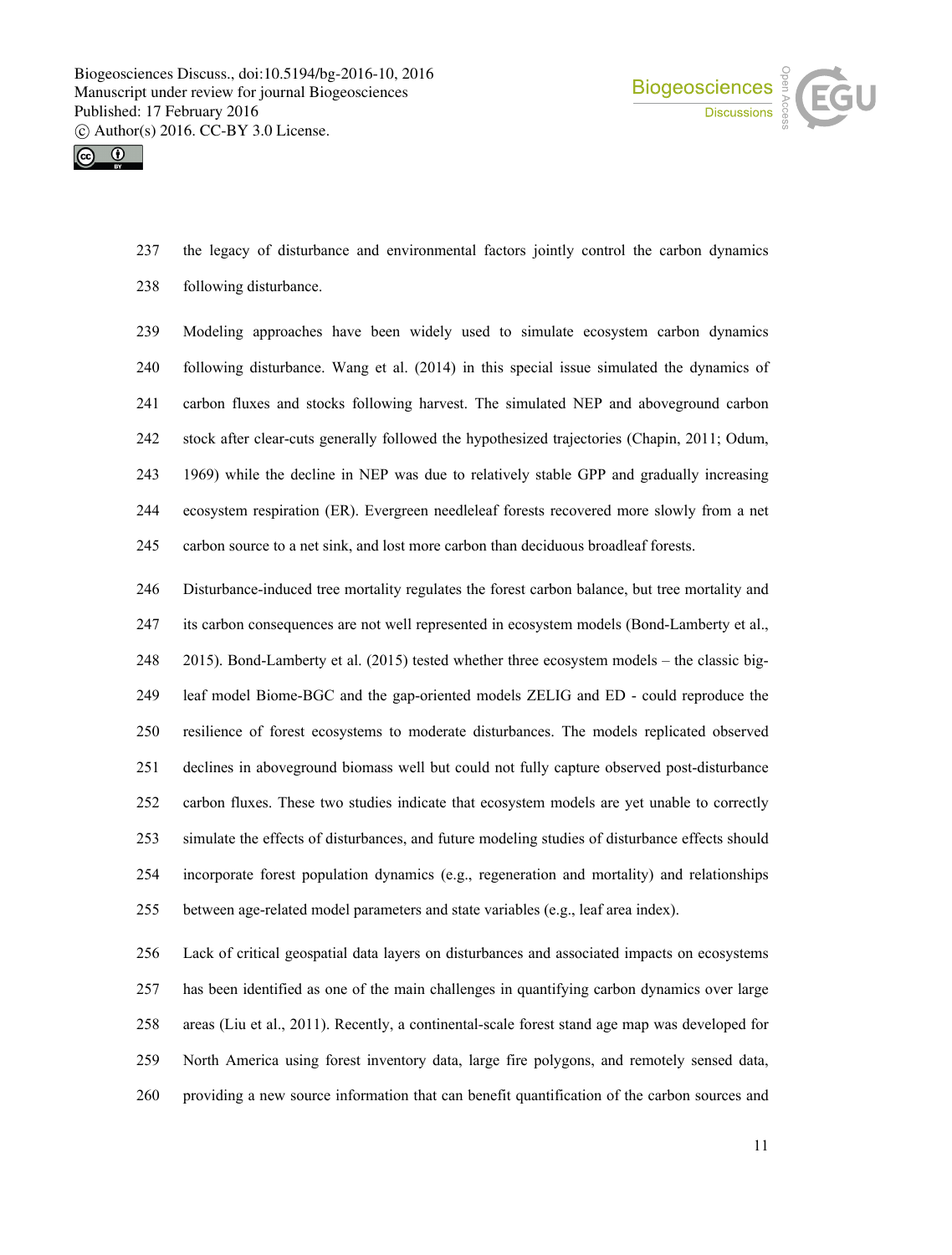the legacy of disturbance and environmental factors jointly control the carbon dynamics following disturbance.

Modeling approaches have been widely used to simulate ecosystem carbon dynamics following disturbance. Wang et al. (2014) in this special issue simulated the dynamics of carbon fluxes and stocks following harvest. The simulated NEP and aboveground carbon stock after clear-cuts generally followed the hypothesized trajectories (Chapin, 2011; Odum, 1969) while the decline in NEP was due to relatively stable GPP and gradually increasing ecosystem respiration (ER). Evergreen needleleaf forests recovered more slowly from a net carbon source to a net sink, and lost more carbon than deciduous broadleaf forests.

Disturbance-induced tree mortality regulates the forest carbon balance, but tree mortality and its carbon consequences are not well represented in ecosystem models (Bond-Lamberty et al., 2015). Bond-Lamberty et al. (2015) tested whether three ecosystem models – the classic big-leaf model Biome-BGC and the gap-oriented models ZELIG and ED - could reproduce the resilience of forest ecosystems to moderate disturbances. The models replicated observed declines in aboveground biomass well but could not fully capture observed post-disturbance carbon fluxes. These two studies indicate that ecosystem models are yet unable to correctly simulate the effects of disturbances, and future modeling studies of disturbance effects should incorporate forest population dynamics (e.g., regeneration and mortality) and relationships between age-related model parameters and state variables (e.g., leaf area index).

Lack of critical geospatial data layers on disturbances and associated impacts on ecosystems has been identified as one of the main challenges in quantifying carbon dynamics over large areas (Liu et al., 2011). Recently, a continental-scale forest stand age map was developed for North America using forest inventory data, large fire polygons, and remotely sensed data, providing a new source information that can benefit quantification of the carbon sources and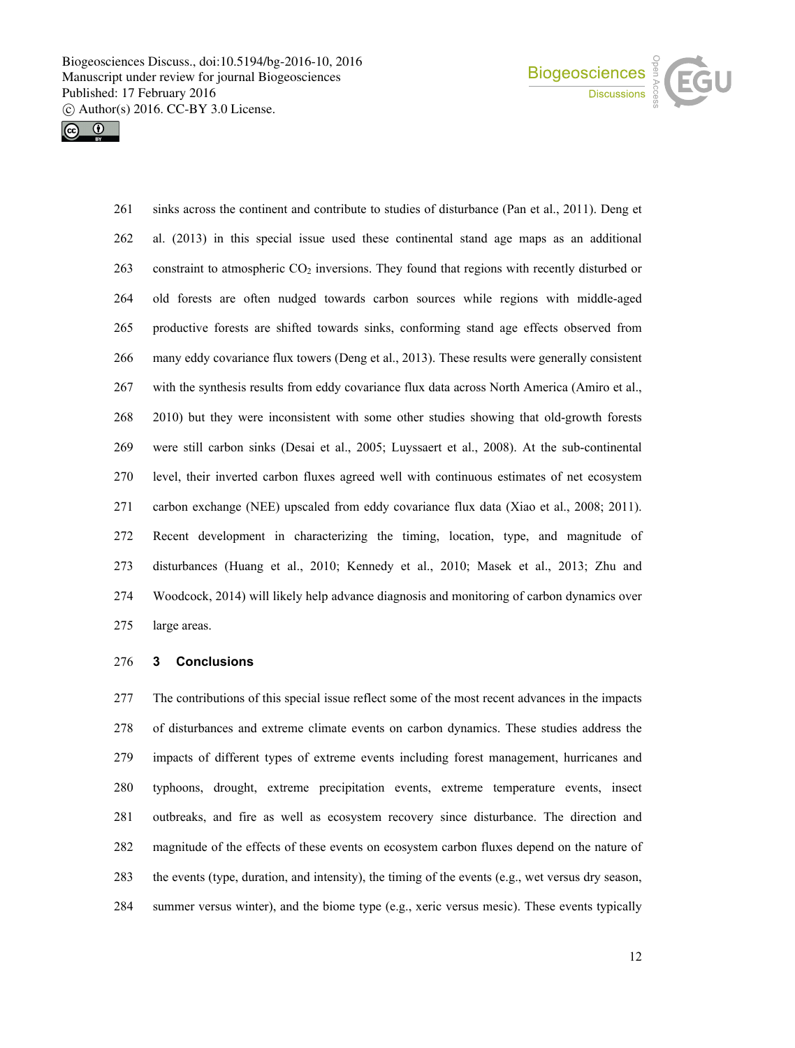sinks across the continent and contribute to studies of disturbance (Pan et al., 2011). Deng et al. (2013) in this special issue used these continental stand age maps as an additional constraint to atmospheric $CO_2$ inversions. They found that regions with recently disturbed or old forests are often nudged towards carbon sources while regions with middle-aged productive forests are shifted towards sinks, conforming stand age effects observed from many eddy covariance flux towers (Deng et al., 2013). These results were generally consistent with the synthesis results from eddy covariance flux data across North America (Amiro et al., 2010) but they were inconsistent with some other studies showing that old-growth forests were still carbon sinks (Desai et al., 2005; Luyssaert et al., 2008). At the sub-continental level, their inverted carbon fluxes agreed well with continuous estimates of net ecosystem carbon exchange (NEE) upscaled from eddy covariance flux data (Xiao et al., 2008; 2011). Recent development in characterizing the timing, location, type, and magnitude of disturbances (Huang et al., 2010; Kennedy et al., 2010; Masek et al., 2013; Zhu and Woodcock, 2014) will likely help advance diagnosis and monitoring of carbon dynamics over large areas.

## 3 Conclusions

The contributions of this special issue reflect some of the most recent advances in the impacts of disturbances and extreme climate events on carbon dynamics. These studies address the impacts of different types of extreme events including forest management, hurricanes and typhoons, drought, extreme precipitation events, extreme temperature events, insect outbreaks, and fire as well as ecosystem recovery since disturbance. The direction and magnitude of the effects of these events on ecosystem carbon fluxes depend on the nature of the events (type, duration, and intensity), the timing of the events (e.g., wet versus dry season, summer versus winter), and the biome type (e.g., xeric versus mesic). These events typically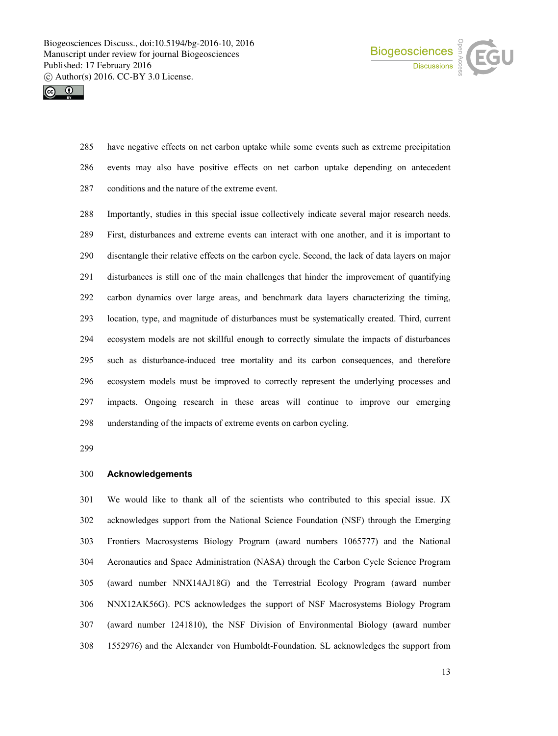have negative effects on net carbon uptake while some events such as extreme precipitation events may also have positive effects on net carbon uptake depending on antecedent conditions and the nature of the extreme event.

Importantly, studies in this special issue collectively indicate several major research needs. First, disturbances and extreme events can interact with one another, and it is important to disentangle their relative effects on the carbon cycle. Second, the lack of data layers on major disturbances is still one of the main challenges that hinder the improvement of quantifying carbon dynamics over large areas, and benchmark data layers characterizing the timing, location, type, and magnitude of disturbances must be systematically created. Third, current ecosystem models are not skillful enough to correctly simulate the impacts of disturbances such as disturbance-induced tree mortality and its carbon consequences, and therefore ecosystem models must be improved to correctly represent the underlying processes and impacts. Ongoing research in these areas will continue to improve our emerging understanding of the impacts of extreme events on carbon cycling.

## Acknowledgements

We would like to thank all of the scientists who contributed to this special issue. JX acknowledges support from the National Science Foundation (NSF) through the Emerging Frontiers Macrosystems Biology Program (award numbers 1065777) and the National Aeronautics and Space Administration (NASA) through the Carbon Cycle Science Program (award number NNX14AJ18G) and the Terrestrial Ecology Program (award number NNX12AK56G). PCS acknowledges the support of NSF Macrosystems Biology Program (award number 1241810), the NSF Division of Environmental Biology (award number 1552976) and the Alexander von Humboldt-Foundation. SL acknowledges the support from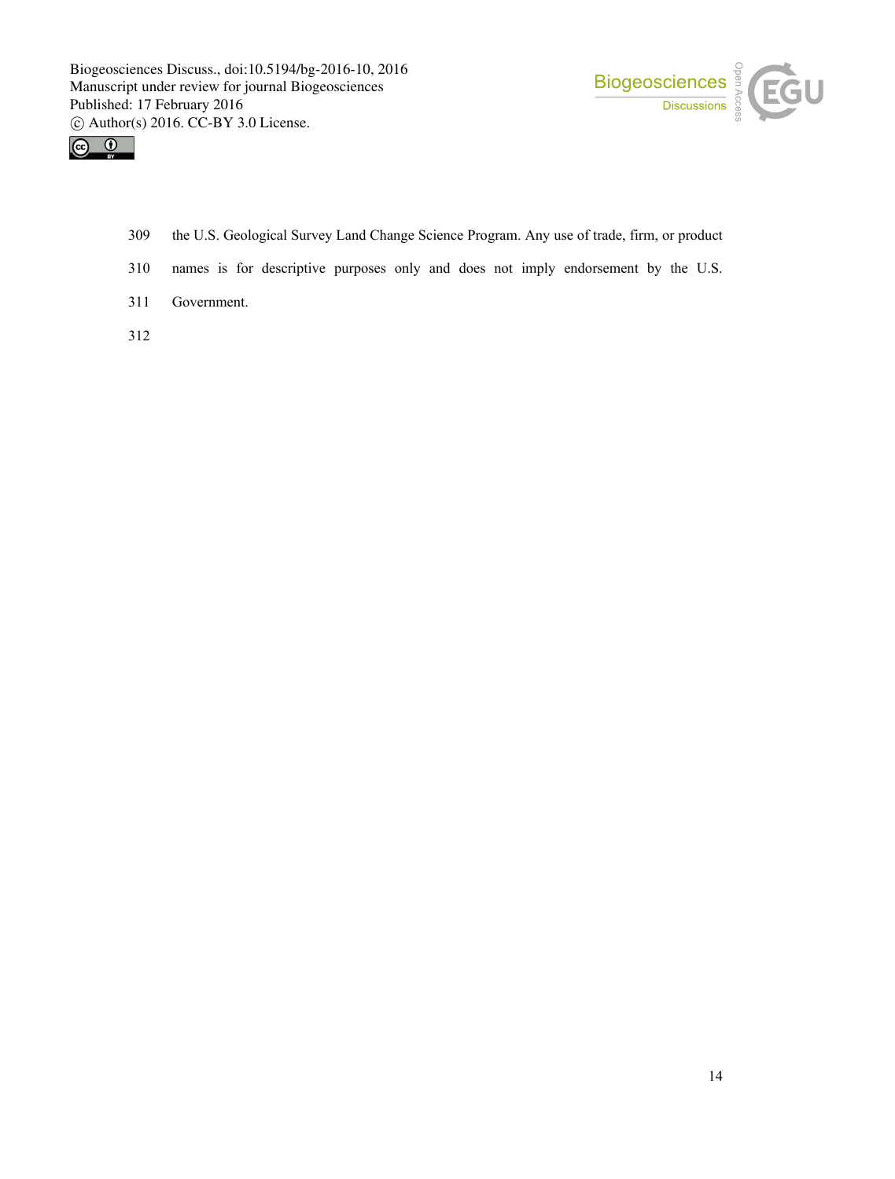the U.S. Geological Survey Land Change Science Program. Any use of trade, firm, or product names is for descriptive purposes only and does not imply endorsement by the U.S. Government.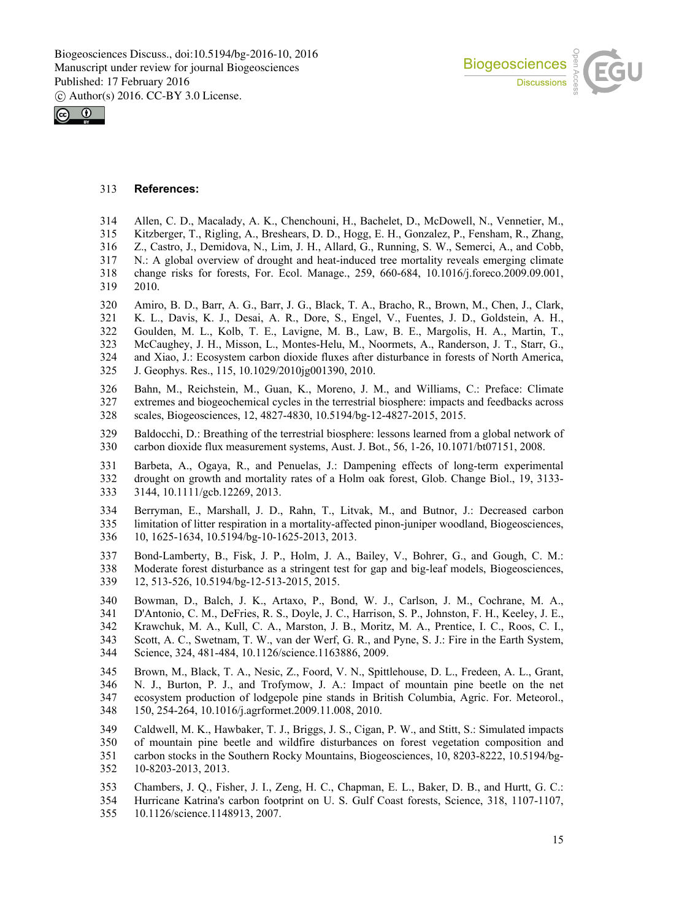## References:

Allen, C. D., Macalady, A. K., Chenchouni, H., Bachelet, D., McDowell, N., Vennetier, M., Kitzberger, T., Rigling, A., Breshears, D. D., Hogg, E. H., Gonzalez, P., Fensham, R., Zhang, Z., Castro, J., Demidova, N., Lim, J. H., Allard, G., Running, S. W., Semerci, A., and Cobb, N.: A global overview of drought and heat-induced tree mortality reveals emerging climate change risks for forests, For. Ecol. Manage., 259, 660-684, 10.1016/j.foreco.2009.09.001, 2010.

Amiro, B. D., Barr, A. G., Barr, J. G., Black, T. A., Bracho, R., Brown, M., Chen, J., Clark, K. L., Davis, K. J., Desai, A. R., Dore, S., Engel, V., Fuentes, J. D., Goldstein, A. H., Goulden, M. L., Kolb, T. E., Lavigne, M. B., Law, B. E., Margolis, H. A., Martin, T., McCaughey, J. H., Misson, L., Montes-Helu, M., Noormets, A., Randerson, J. T., Starr, G., and Xiao, J.: Ecosystem carbon dioxide fluxes after disturbance in forests of North America, J. Geophys. Res., 115, 10.1029/2010jg001390, 2010.

Bahn, M., Reichstein, M., Guan, K., Moreno, J. M., and Williams, C.: Preface: Climate extremes and biogeochemical cycles in the terrestrial biosphere: impacts and feedbacks across scales, Biogeosciences, 12, 4827-4830, 10.5194/bg-12-4827-2015, 2015.

Baldocchi, D.: Breathing of the terrestrial biosphere: lessons learned from a global network of carbon dioxide flux measurement systems, Aust. J. Bot., 56, 1-26, 10.1071/bt07151, 2008.

Barbeta, A., Ogaya, R., and Penuelas, J.: Dampening effects of long-term experimental drought on growth and mortality rates of a Holm oak forest, Glob. Change Biol., 19, 3133-3144, 10.1111/gcb.12269, 2013.

Berryman, E., Marshall, J. D., Rahn, T., Litvak, M., and Butnor, J.: Decreased carbon limitation of litter respiration in a mortality-affected pinon-juniper woodland, Biogeosciences, 10, 1625-1634, 10.5194/bg-10-1625-2013, 2013.

Bond-Lamberty, B., Fisk, J. P., Holm, J. A., Bailey, V., Bohrer, G., and Gough, C. M.: Moderate forest disturbance as a stringent test for gap and big-leaf models, Biogeosciences, 12, 513-526, 10.5194/bg-12-513-2015, 2015.

Bowman, D., Balch, J. K., Artaxo, P., Bond, W. J., Carlson, J. M., Cochrane, M. A., D'Antonio, C. M., DeFries, R. S., Doyle, J. C., Harrison, S. P., Johnston, F. H., Keeley, J. E., Krawchuk, M. A., Kull, C. A., Marston, J. B., Moritz, M. A., Prentice, I. C., Roos, C. I., Scott, A. C., Swetnam, T. W., van der Werf, G. R., and Pyne, S. J.: Fire in the Earth System, Science, 324, 481-484, 10.1126/science.1163886, 2009.

Brown, M., Black, T. A., Nesic, Z., Foord, V. N., Spittlehouse, D. L., Fredeen, A. L., Grant, N. J., Burton, P. J., and Trofymow, J. A.: Impact of mountain pine beetle on the net ecosystem production of lodgepole pine stands in British Columbia, Agric. For. Meteorol., 150, 254-264, 10.1016/j.agrformet.2009.11.008, 2010.

Caldwell, M. K., Hawbaker, T. J., Briggs, J. S., Cigan, P. W., and Stitt, S.: Simulated impacts of mountain pine beetle and wildfire disturbances on forest vegetation composition and carbon stocks in the Southern Rocky Mountains, Biogeosciences, 10, 8203-8222, 10.5194/bg-10-8203-2013, 2013.

Chambers, J. Q., Fisher, J. I., Zeng, H. C., Chapman, E. L., Baker, D. B., and Hurtt, G. C.: Hurricane Katrina's carbon footprint on U. S. Gulf Coast forests, Science, 318, 1107-1107, 10.1126/science.1148913, 2007.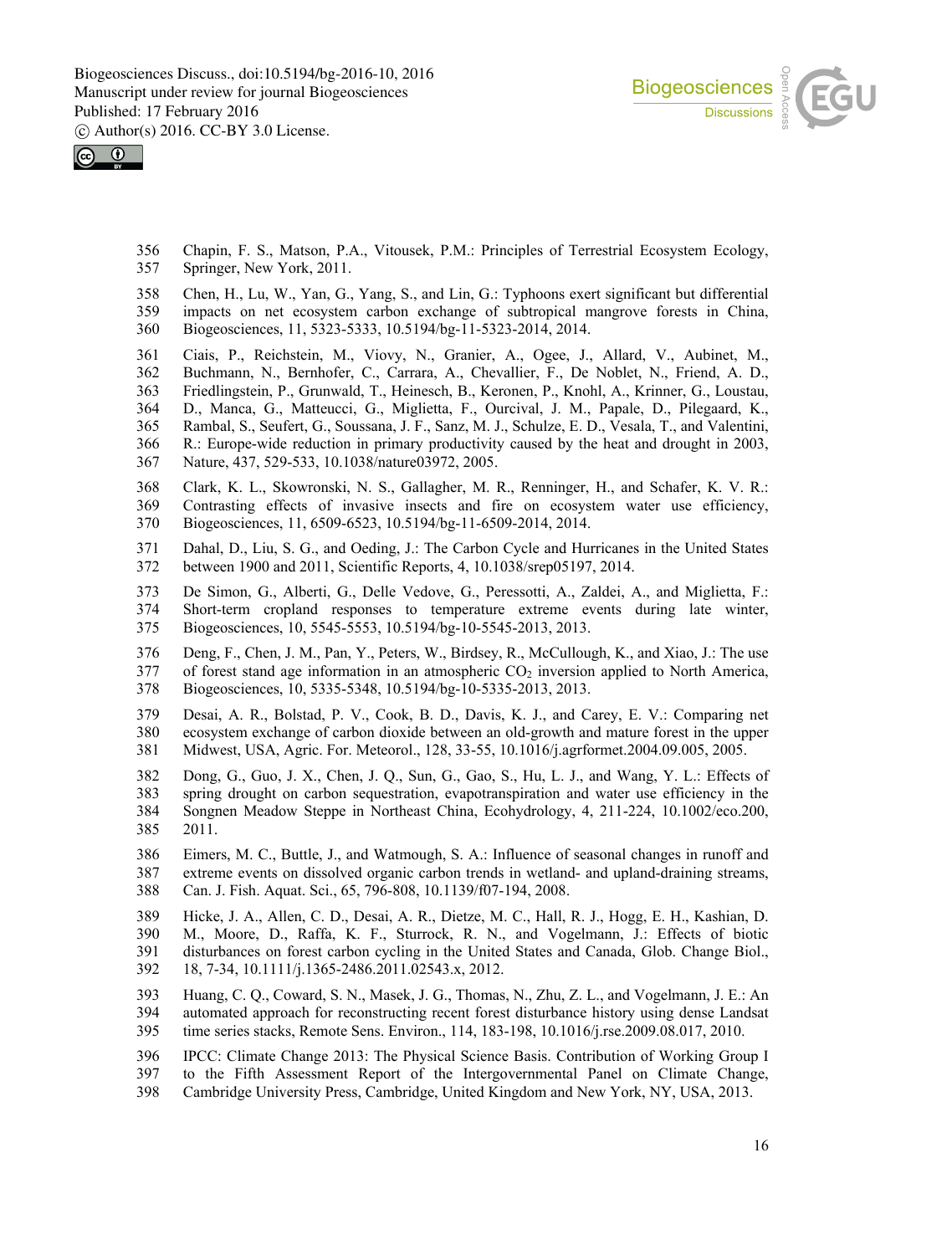Chapin, F. S., Matson, P.A., Vitousek, P.M.: Principles of Terrestrial Ecosystem Ecology, Springer, New York, 2011.

Chen, H., Lu, W., Yan, G., Yang, S., and Lin, G.: Typhoons exert significant but differential impacts on net ecosystem carbon exchange of subtropical mangrove forests in China, Biogeosciences, 11, 5323-5333, 10.5194/bg-11-5323-2014, 2014.

Ciais, P., Reichstein, M., Viovy, N., Granier, A., Ogee, J., Allard, V., Aubinet, M., Buchmann, N., Bernhofer, C., Carrara, A., Chevallier, F., De Noblet, N., Friend, A. D., Friedlingstein, P., Grunwald, T., Heinesch, B., Keronen, P., Knohl, A., Krinner, G., Loustau, D., Manca, G., Matteucci, G., Miglietta, F., Ourcival, J. M., Papale, D., Pilegaard, K., Rambal, S., Seufert, G., Soussana, J. F., Sanz, M. J., Schulze, E. D., Vesala, T., and Valentini, R.: Europe-wide reduction in primary productivity caused by the heat and drought in 2003, Nature, 437, 529-533, 10.1038/nature03972, 2005.

Clark, K. L., Skowronski, N. S., Gallagher, M. R., Renninger, H., and Schafer, K. V. R.: Contrasting effects of invasive insects and fire on ecosystem water use efficiency, Biogeosciences, 11, 6509-6523, 10.5194/bg-11-6509-2014, 2014.

Dahal, D., Liu, S. G., and Oeding, J.: The Carbon Cycle and Hurricanes in the United States between 1900 and 2011, Scientific Reports, 4, 10.1038/srep05197, 2014.

De Simon, G., Alberti, G., Delle Vedove, G., Peressotti, A., Zaldei, A., and Miglietta, F.: Short-term cropland responses to temperature extreme events during late winter, Biogeosciences, 10, 5545-5553, 10.5194/bg-10-5545-2013, 2013.

Deng, F., Chen, J. M., Pan, Y., Peters, W., Birdsey, R., McCullough, K., and Xiao, J.: The use of forest stand age information in an atmospheric $CO_2$ inversion applied to North America, Biogeosciences, 10, 5335-5348, 10.5194/bg-10-5335-2013, 2013.

Desai, A. R., Bolstad, P. V., Cook, B. D., Davis, K. J., and Carey, E. V.: Comparing net ecosystem exchange of carbon dioxide between an old-growth and mature forest in the upper Midwest, USA, Agric. For. Meteorol., 128, 33-55, 10.1016/j.agrformet.2004.09.005, 2005.

Dong, G., Guo, J. X., Chen, J. Q., Sun, G., Gao, S., Hu, L. J., and Wang, Y. L.: Effects of spring drought on carbon sequestration, evapotranspiration and water use efficiency in the Songnen Meadow Steppe in Northeast China, Ecohydrology, 4, 211-224, 10.1002/eco.200, 2011.

Eimers, M. C., Buttle, J., and Watmough, S. A.: Influence of seasonal changes in runoff and extreme events on dissolved organic carbon trends in wetland- and upland-draining streams, Can. J. Fish. Aquat. Sci., 65, 796-808, 10.1139/f07-194, 2008.

Hicke, J. A., Allen, C. D., Desai, A. R., Dietze, M. C., Hall, R. J., Hogg, E. H., Kashian, D. M., Moore, D., Raffa, K. F., Sturrock, R. N., and Vogelmann, J.: Effects of biotic disturbances on forest carbon cycling in the United States and Canada, Glob. Change Biol., 18, 7-34, 10.1111/j.1365-2486.2011.02543.x, 2012.

Huang, C. Q., Coward, S. N., Masek, J. G., Thomas, N., Zhu, Z. L., and Vogelmann, J. E.: An automated approach for reconstructing recent forest disturbance history using dense Landsat time series stacks, Remote Sens. Environ., 114, 183-198, 10.1016/j.rse.2009.08.017, 2010.

IPCC: Climate Change 2013: The Physical Science Basis. Contribution of Working Group I to the Fifth Assessment Report of the Intergovernmental Panel on Climate Change, Cambridge University Press, Cambridge, United Kingdom and New York, NY, USA, 2013.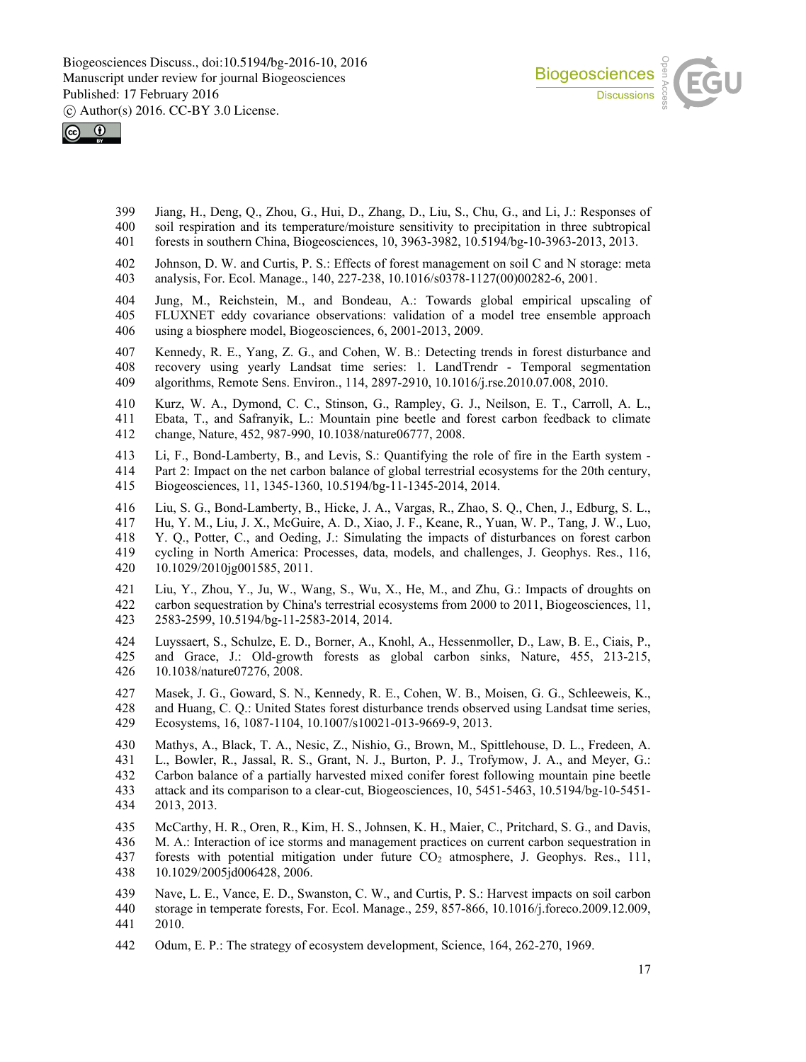Jiang, H., Deng, Q., Zhou, G., Hui, D., Zhang, D., Liu, S., Chu, G., and Li, J.: Responses of soil respiration and its temperature/moisture sensitivity to precipitation in three subtropical forests in southern China, Biogeosciences, 10, 3963-3982, 10.5194/bg-10-3963-2013, 2013.

Johnson, D. W. and Curtis, P. S.: Effects of forest management on soil C and N storage: meta analysis, For. Ecol. Manage., 140, 227-238, 10.1016/s0378-1127(00)00282-6, 2001.

Jung, M., Reichstein, M., and Bondeau, A.: Towards global empirical upscaling of FLUXNET eddy covariance observations: validation of a model tree ensemble approach using a biosphere model, Biogeosciences, 6, 2001-2013, 2009.

Kennedy, R. E., Yang, Z. G., and Cohen, W. B.: Detecting trends in forest disturbance and recovery using yearly Landsat time series: 1. LandTrendr - Temporal segmentation algorithms, Remote Sens. Environ., 114, 2897-2910, 10.1016/j.rse.2010.07.008, 2010.

Kurz, W. A., Dymond, C. C., Stinson, G., Rampley, G. J., Neilson, E. T., Carroll, A. L., Ebata, T., and Safranyik, L.: Mountain pine beetle and forest carbon feedback to climate change, Nature, 452, 987-990, 10.1038/nature06777, 2008.

Li, F., Bond-Lamberty, B., and Levis, S.: Quantifying the role of fire in the Earth system - Part 2: Impact on the net carbon balance of global terrestrial ecosystems for the 20th century, Biogeosciences, 11, 1345-1360, 10.5194/bg-11-1345-2014, 2014.

Liu, S. G., Bond-Lamberty, B., Hicke, J. A., Vargas, R., Zhao, S. Q., Chen, J., Edburg, S. L., Hu, Y. M., Liu, J. X., McGuire, A. D., Xiao, J. F., Keane, R., Yuan, W. P., Tang, J. W., Luo, Y. Q., Potter, C., and Oeding, J.: Simulating the impacts of disturbances on forest carbon cycling in North America: Processes, data, models, and challenges, J. Geophys. Res., 116, 10.1029/2010jg001585, 2011.

Liu, Y., Zhou, Y., Ju, W., Wang, S., Wu, X., He, M., and Zhu, G.: Impacts of droughts on carbon sequestration by China's terrestrial ecosystems from 2000 to 2011, Biogeosciences, 11, 2583-2599, 10.5194/bg-11-2583-2014, 2014.

Luyssaert, S., Schulze, E. D., Borner, A., Knohl, A., Hessenmoller, D., Law, B. E., Ciais, P., and Grace, J.: Old-growth forests as global carbon sinks, Nature, 455, 213-215, 10.1038/nature07276, 2008.

Masek, J. G., Goward, S. N., Kennedy, R. E., Cohen, W. B., Moisen, G. G., Schleeweis, K., and Huang, C. Q.: United States forest disturbance trends observed using Landsat time series, Ecosystems, 16, 1087-1104, 10.1007/s10021-013-9669-9, 2013.

Mathys, A., Black, T. A., Nesic, Z., Nishio, G., Brown, M., Spittlehouse, D. L., Fredeen, A. L., Bowler, R., Jassal, R. S., Grant, N. J., Burton, P. J., Trofymow, J. A., and Meyer, G.: Carbon balance of a partially harvested mixed conifer forest following mountain pine beetle attack and its comparison to a clear-cut, Biogeosciences, 10, 5451-5463, 10.5194/bg-10-5451-2013, 2013.

McCarthy, H. R., Oren, R., Kim, H. S., Johnsen, K. H., Maier, C., Pritchard, S. G., and Davis, M. A.: Interaction of ice storms and management practices on current carbon sequestration in forests with potential mitigation under future $CO_2$ atmosphere, J. Geophys. Res., 111, 10.1029/2005jd006428, 2006.

Nave, L. E., Vance, E. D., Swanston, C. W., and Curtis, P. S.: Harvest impacts on soil carbon storage in temperate forests, For. Ecol. Manage., 259, 857-866, 10.1016/j.foreco.2009.12.009, 2010.

Odum, E. P.: The strategy of ecosystem development, Science, 164, 262-270, 1969.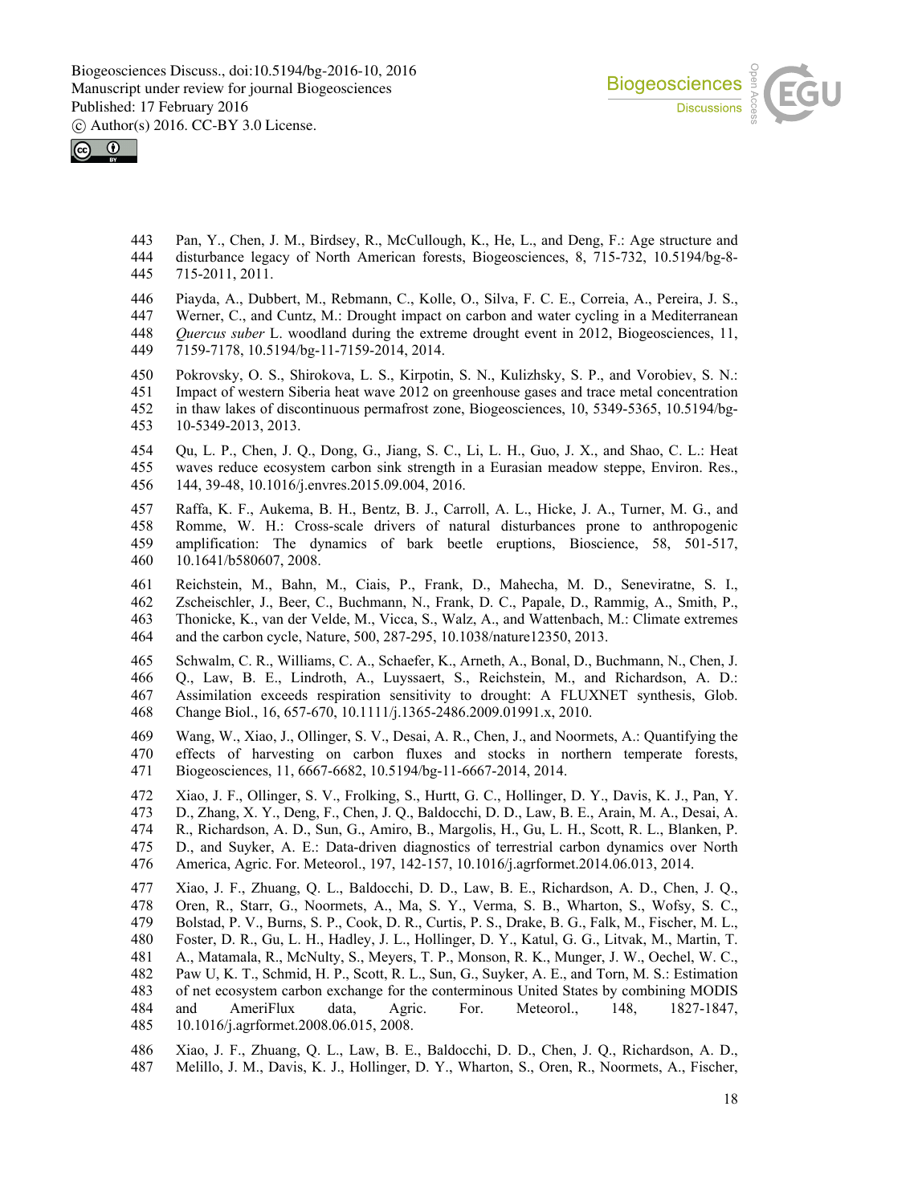Pan, Y., Chen, J. M., Birdsey, R., McCullough, K., He, L., and Deng, F.: Age structure and disturbance legacy of North American forests, Biogeosciences, 8, 715-732, 10.5194/bg-8-715-2011, 2011.

Piayda, A., Dubbert, M., Rebmann, C., Kolle, O., Silva, F. C. E., Correia, A., Pereira, J. S., Werner, C., and Cuntz, M.: Drought impact on carbon and water cycling in a Mediterranean *Quercus suber* L. woodland during the extreme drought event in 2012, Biogeosciences, 11, 7159-7178, 10.5194/bg-11-7159-2014, 2014.

Pokrovsky, O. S., Shirokova, L. S., Kirpotin, S. N., Kulizhsky, S. P., and Vorobiev, S. N.: Impact of western Siberia heat wave 2012 on greenhouse gases and trace metal concentration in thaw lakes of discontinuous permafrost zone, Biogeosciences, 10, 5349-5365, 10.5194/bg-10-5349-2013, 2013.

Qu, L. P., Chen, J. Q., Dong, G., Jiang, S. C., Li, L. H., Guo, J. X., and Shao, C. L.: Heat waves reduce ecosystem carbon sink strength in a Eurasian meadow steppe, Environ. Res., 144, 39-48, 10.1016/j.envres.2015.09.004, 2016.

Raffa, K. F., Aukema, B. H., Bentz, B. J., Carroll, A. L., Hicke, J. A., Turner, M. G., and Romme, W. H.: Cross-scale drivers of natural disturbances prone to anthropogenic amplification: The dynamics of bark beetle eruptions, Bioscience, 58, 501-517, 10.1641/b580607, 2008.

Reichstein, M., Bahn, M., Ciais, P., Frank, D., Mahecha, M. D., Seneviratne, S. I., Zscheischler, J., Beer, C., Buchmann, N., Frank, D. C., Papale, D., Rammig, A., Smith, P., Thonicke, K., van der Velde, M., Vicca, S., Walz, A., and Wattenbach, M.: Climate extremes and the carbon cycle, Nature, 500, 287-295, 10.1038/nature12350, 2013.

Schwalm, C. R., Williams, C. A., Schaefer, K., Arneth, A., Bonal, D., Buchmann, N., Chen, J. Q., Law, B. E., Lindroth, A., Luyssaert, S., Reichstein, M., and Richardson, A. D.: Assimilation exceeds respiration sensitivity to drought: A FLUXNET synthesis, Glob. Change Biol., 16, 657-670, 10.1111/j.1365-2486.2009.01991.x, 2010.

Wang, W., Xiao, J., Ollinger, S. V., Desai, A. R., Chen, J., and Noormets, A.: Quantifying the effects of harvesting on carbon fluxes and stocks in northern temperate forests, Biogeosciences, 11, 6667-6682, 10.5194/bg-11-6667-2014, 2014.

Xiao, J. F., Ollinger, S. V., Frolking, S., Hurtt, G. C., Hollinger, D. Y., Davis, K. J., Pan, Y. D., Zhang, X. Y., Deng, F., Chen, J. Q., Baldocchi, D. D., Law, B. E., Arain, M. A., Desai, A. R., Richardson, A. D., Sun, G., Amiro, B., Margolis, H., Gu, L. H., Scott, R. L., Blanken, P. D., and Suyker, A. E.: Data-driven diagnostics of terrestrial carbon dynamics over North America, Agric. For. Meteorol., 197, 142-157, 10.1016/j.agrformet.2014.06.013, 2014.

Xiao, J. F., Zhuang, Q. L., Baldocchi, D. D., Law, B. E., Richardson, A. D., Chen, J. Q., Oren, R., Starr, G., Noormets, A., Ma, S. Y., Verma, S. B., Wharton, S., Wofsy, S. C., Bolstad, P. V., Burns, S. P., Cook, D. R., Curtis, P. S., Drake, B. G., Falk, M., Fischer, M. L., Foster, D. R., Gu, L. H., Hadley, J. L., Hollinger, D. Y., Katul, G. G., Litvak, M., Martin, T. A., Matamala, R., McNulty, S., Meyers, T. P., Monson, R. K., Munger, J. W., Oechel, W. C., Paw U, K. T., Schmid, H. P., Scott, R. L., Sun, G., Suyker, A. E., and Torn, M. S.: Estimation of net ecosystem carbon exchange for the conterminous United States by combining MODIS and AmeriFlux data, Agric. For. Meteorol., 148, 1827-1847, 10.1016/j.agrformet.2008.06.015, 2008.

Xiao, J. F., Zhuang, Q. L., Law, B. E., Baldocchi, D. D., Chen, J. Q., Richardson, A. D., Melillo, J. M., Davis, K. J., Hollinger, D. Y., Wharton, S., Oren, R., Noormets, A., Fischer,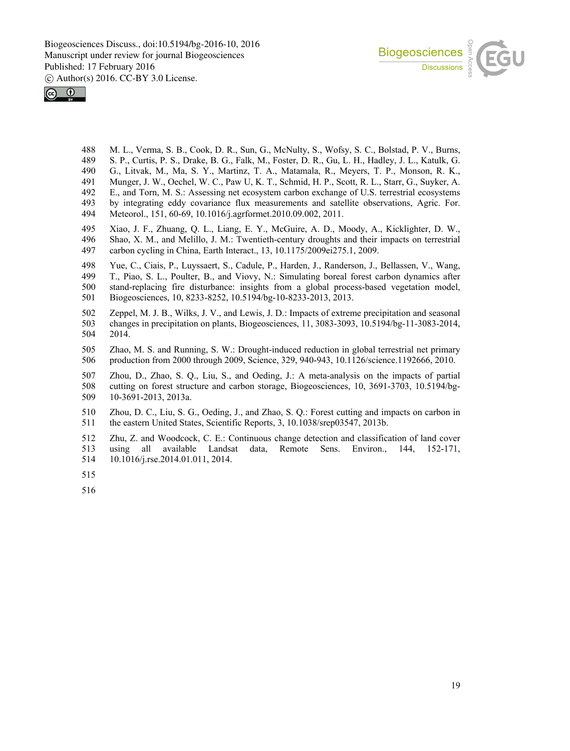M. L., Verma, S. B., Cook, D. R., Sun, G., McNulty, S., Wofsy, S. C., Bolstad, P. V., Burns, S. P., Curtis, P. S., Drake, B. G., Falk, M., Foster, D. R., Gu, L. H., Hadley, J. L., Katulk, G. G., Litvak, M., Ma, S. Y., Martinz, T. A., Matamala, R., Meyers, T. P., Monson, R. K., Munger, J. W., Oechel, W. C., Paw U, K. T., Schmid, H. P., Scott, R. L., Starr, G., Suyker, A. E., and Torn, M. S.: Assessing net ecosystem carbon exchange of U.S. terrestrial ecosystems by integrating eddy covariance flux measurements and satellite observations, Agric. For. Meteorol., 151, 60-69, 10.1016/j.agrformet.2010.09.002, 2011.

Xiao, J. F., Zhuang, Q. L., Liang, E. Y., McGuire, A. D., Moody, A., Kicklighter, D. W., Shao, X. M., and Melillo, J. M.: Twentieth-century droughts and their impacts on terrestrial carbon cycling in China, Earth Interact., 13, 10.1175/2009ei275.1, 2009.

Yue, C., Ciais, P., Luyssaert, S., Cadule, P., Harden, J., Randerson, J., Bellassen, V., Wang, T., Piao, S. L., Poulter, B., and Viovy, N.: Simulating boreal forest carbon dynamics after stand-replacing fire disturbance: insights from a global process-based vegetation model, Biogeosciences, 10, 8233-8252, 10.5194/bg-10-8233-2013, 2013.

Zeppel, M. J. B., Wilks, J. V., and Lewis, J. D.: Impacts of extreme precipitation and seasonal changes in precipitation on plants, Biogeosciences, 11, 3083-3093, 10.5194/bg-11-3083-2014, 2014.

Zhao, M. S. and Running, S. W.: Drought-induced reduction in global terrestrial net primary production from 2000 through 2009, Science, 329, 940-943, 10.1126/science.1192666, 2010.

Zhou, D., Zhao, S. Q., Liu, S., and Oeding, J.: A meta-analysis on the impacts of partial cutting on forest structure and carbon storage, Biogeosciences, 10, 3691-3703, 10.5194/bg-10-3691-2013, 2013a.

Zhou, D. C., Liu, S. G., Oeding, J., and Zhao, S. Q.: Forest cutting and impacts on carbon in the eastern United States, Scientific Reports, 3, 10.1038/srep03547, 2013b.

Zhu, Z. and Woodcock, C. E.: Continuous change detection and classification of land cover using all available Landsat data, Remote Sens. Environ., 144, 152-171, 10.1016/j.rse.2014.01.011, 2014.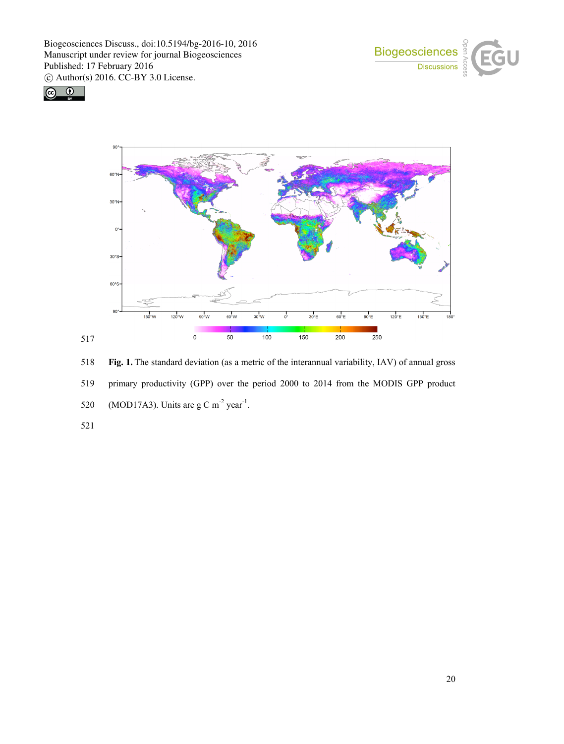**Fig. 1.** The standard deviation (as a metric of the interannual variability, IAV) of annual gross primary productivity (GPP) over the period 2000 to 2014 from the MODIS GPP product (MOD17A3). Units are g C $m^{-2}$ $year^{-1}$.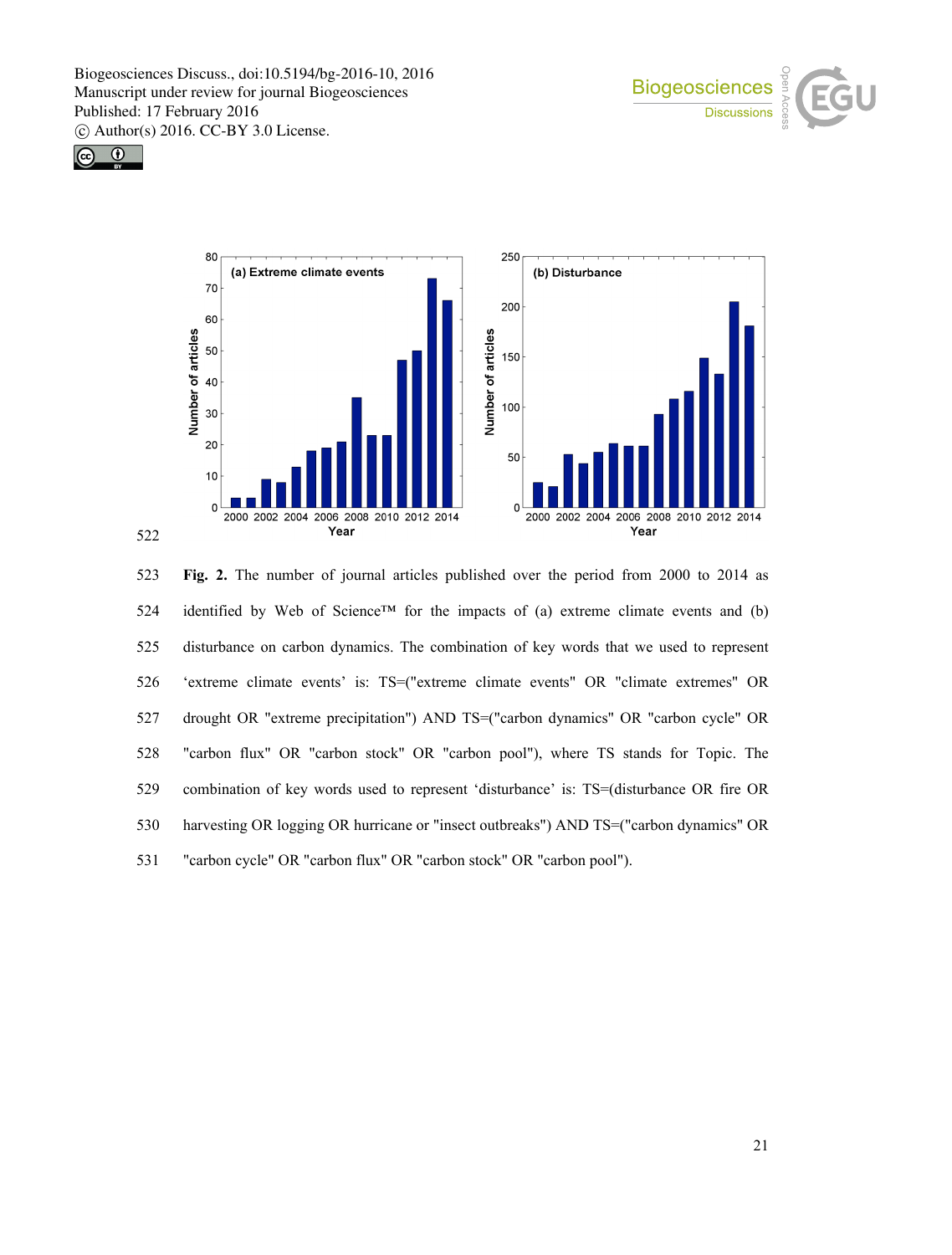(a) Extreme climate events

Number of articles

0 10 20 30 40 50 60 70 80

2000 2002 2004 2006 2008 2010 2012 2014

Year

(b) Disturbance

Number of articles

0 50 100 150 200 250

2000 2002 2004 2006 2008 2010 2012 2014

Year

**Fig. 2.** The number of journal articles published over the period from 2000 to 2014 as identified by Web of Science™ for the impacts of (a) extreme climate events and (b) disturbance on carbon dynamics. The combination of key words that we used to represent 'extreme climate events' is: TS=("extreme climate events" OR "climate extremes" OR drought OR "extreme precipitation") AND TS=("carbon dynamics" OR "carbon cycle" OR "carbon flux" OR "carbon stock" OR "carbon pool"), where TS stands for Topic. The combination of key words used to represent 'disturbance' is: TS=(disturbance OR fire OR harvesting OR logging OR hurricane or "insect outbreaks") AND TS=("carbon dynamics" OR "carbon cycle" OR "carbon flux" OR "carbon stock" OR "carbon pool").